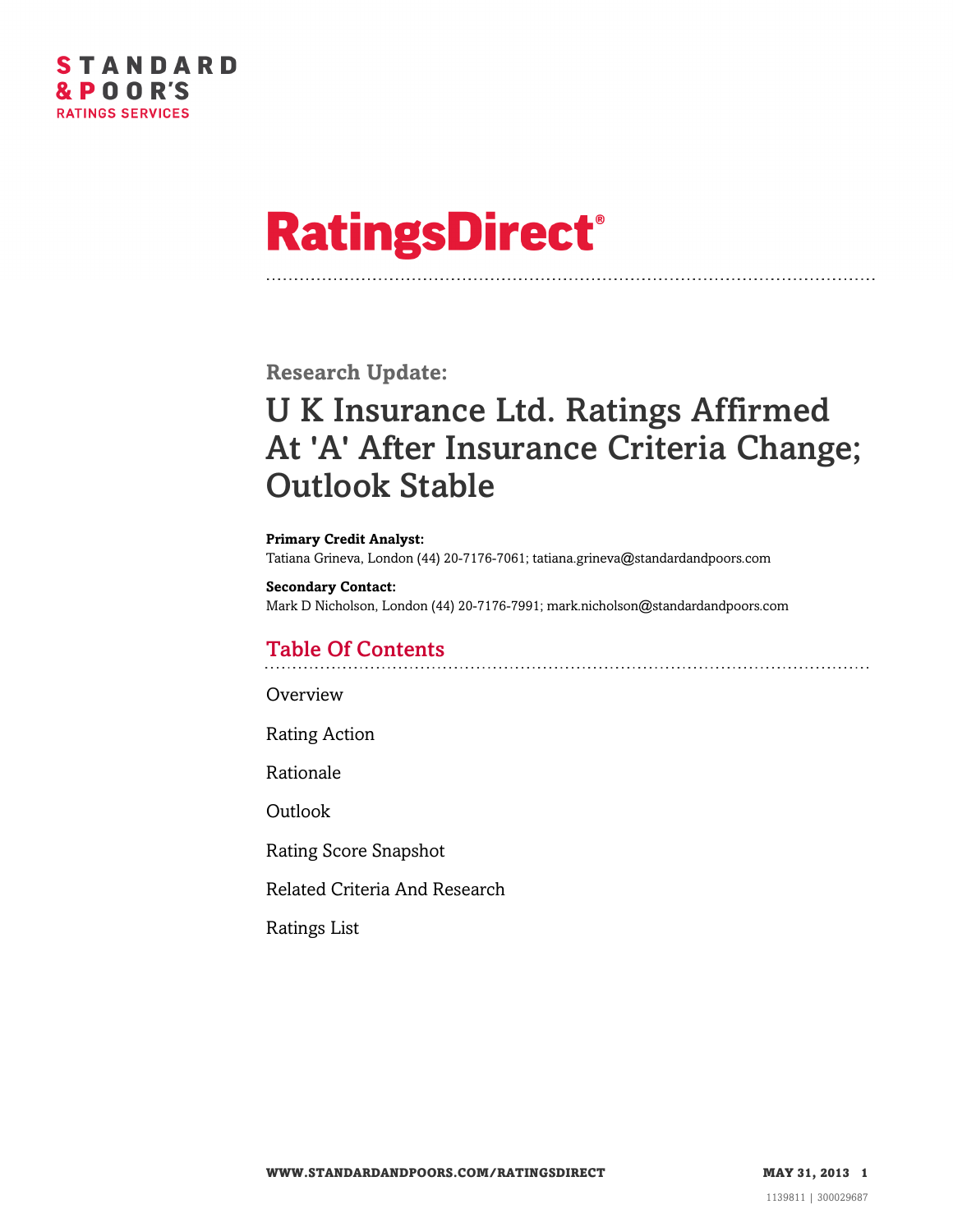STANDARD & POOR'S RATINGS SERVICES

# RatingsDirect®

## Research Update:

# U K Insurance Ltd. Ratings Affirmed At 'A' After Insurance Criteria Change; Outlook Stable

**Primary Credit Analyst:**
Tatiana Grineva, London (44) 20-7176-7061; tatiana.grineva@standardandpoors.com

**Secondary Contact:**
Mark D Nicholson, London (44) 20-7176-7991; mark.nicholson@standardandpoors.com

## Table Of Contents

Overview

Rating Action

Rationale

Outlook

Rating Score Snapshot

Related Criteria And Research

Ratings List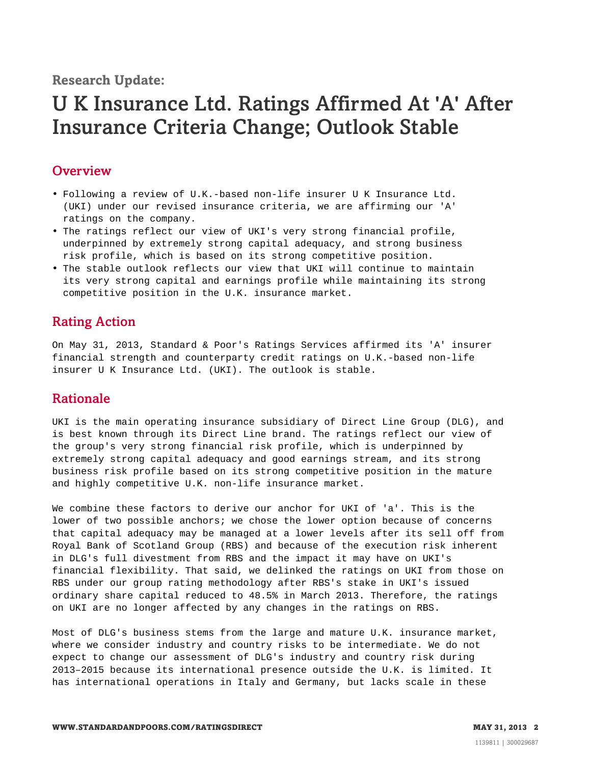Research Update:

# U K Insurance Ltd. Ratings Affirmed At 'A' After Insurance Criteria Change; Outlook Stable

## Overview

- Following a review of U.K.-based non-life insurer U K Insurance Ltd. (UKI) under our revised insurance criteria, we are affirming our 'A' ratings on the company.
- The ratings reflect our view of UKI's very strong financial profile, underpinned by extremely strong capital adequacy, and strong business risk profile, which is based on its strong competitive position.
- The stable outlook reflects our view that UKI will continue to maintain its very strong capital and earnings profile while maintaining its strong competitive position in the U.K. insurance market.

## Rating Action

On May 31, 2013, Standard & Poor's Ratings Services affirmed its 'A' insurer financial strength and counterparty credit ratings on U.K.-based non-life insurer U K Insurance Ltd. (UKI). The outlook is stable.

## Rationale

UKI is the main operating insurance subsidiary of Direct Line Group (DLG), and is best known through its Direct Line brand. The ratings reflect our view of the group's very strong financial risk profile, which is underpinned by extremely strong capital adequacy and good earnings stream, and its strong business risk profile based on its strong competitive position in the mature and highly competitive U.K. non-life insurance market.

We combine these factors to derive our anchor for UKI of 'a'. This is the lower of two possible anchors; we chose the lower option because of concerns that capital adequacy may be managed at a lower levels after its sell off from Royal Bank of Scotland Group (RBS) and because of the execution risk inherent in DLG's full divestment from RBS and the impact it may have on UKI's financial flexibility. That said, we delinked the ratings on UKI from those on RBS under our group rating methodology after RBS's stake in UKI's issued ordinary share capital reduced to 48.5% in March 2013. Therefore, the ratings on UKI are no longer affected by any changes in the ratings on RBS.

Most of DLG's business stems from the large and mature U.K. insurance market, where we consider industry and country risks to be intermediate. We do not expect to change our assessment of DLG's industry and country risk during 2013–2015 because its international presence outside the U.K. is limited. It has international operations in Italy and Germany, but lacks scale in these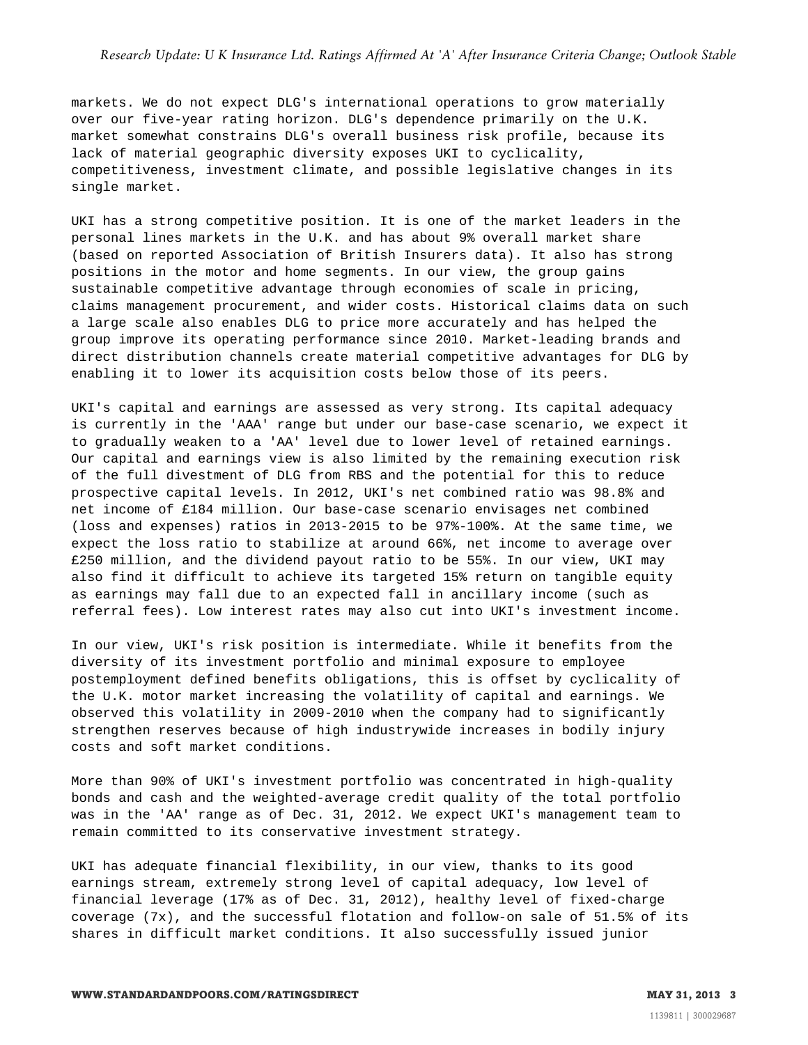markets. We do not expect DLG's international operations to grow materially over our five-year rating horizon. DLG's dependence primarily on the U.K. market somewhat constrains DLG's overall business risk profile, because its lack of material geographic diversity exposes UKI to cyclicality, competitiveness, investment climate, and possible legislative changes in its single market.

UKI has a strong competitive position. It is one of the market leaders in the personal lines markets in the U.K. and has about 9% overall market share (based on reported Association of British Insurers data). It also has strong positions in the motor and home segments. In our view, the group gains sustainable competitive advantage through economies of scale in pricing, claims management procurement, and wider costs. Historical claims data on such a large scale also enables DLG to price more accurately and has helped the group improve its operating performance since 2010. Market-leading brands and direct distribution channels create material competitive advantages for DLG by enabling it to lower its acquisition costs below those of its peers.

UKI's capital and earnings are assessed as very strong. Its capital adequacy is currently in the 'AAA' range but under our base-case scenario, we expect it to gradually weaken to a 'AA' level due to lower level of retained earnings. Our capital and earnings view is also limited by the remaining execution risk of the full divestment of DLG from RBS and the potential for this to reduce prospective capital levels. In 2012, UKI's net combined ratio was 98.8% and net income of £184 million. Our base-case scenario envisages net combined (loss and expenses) ratios in 2013-2015 to be 97%-100%. At the same time, we expect the loss ratio to stabilize at around 66%, net income to average over £250 million, and the dividend payout ratio to be 55%. In our view, UKI may also find it difficult to achieve its targeted 15% return on tangible equity as earnings may fall due to an expected fall in ancillary income (such as referral fees). Low interest rates may also cut into UKI's investment income.

In our view, UKI's risk position is intermediate. While it benefits from the diversity of its investment portfolio and minimal exposure to employee postemployment defined benefits obligations, this is offset by cyclicality of the U.K. motor market increasing the volatility of capital and earnings. We observed this volatility in 2009-2010 when the company had to significantly strengthen reserves because of high industrywide increases in bodily injury costs and soft market conditions.

More than 90% of UKI's investment portfolio was concentrated in high-quality bonds and cash and the weighted-average credit quality of the total portfolio was in the 'AA' range as of Dec. 31, 2012. We expect UKI's management team to remain committed to its conservative investment strategy.

UKI has adequate financial flexibility, in our view, thanks to its good earnings stream, extremely strong level of capital adequacy, low level of financial leverage (17% as of Dec. 31, 2012), healthy level of fixed-charge coverage (7x), and the successful flotation and follow-on sale of 51.5% of its shares in difficult market conditions. It also successfully issued junior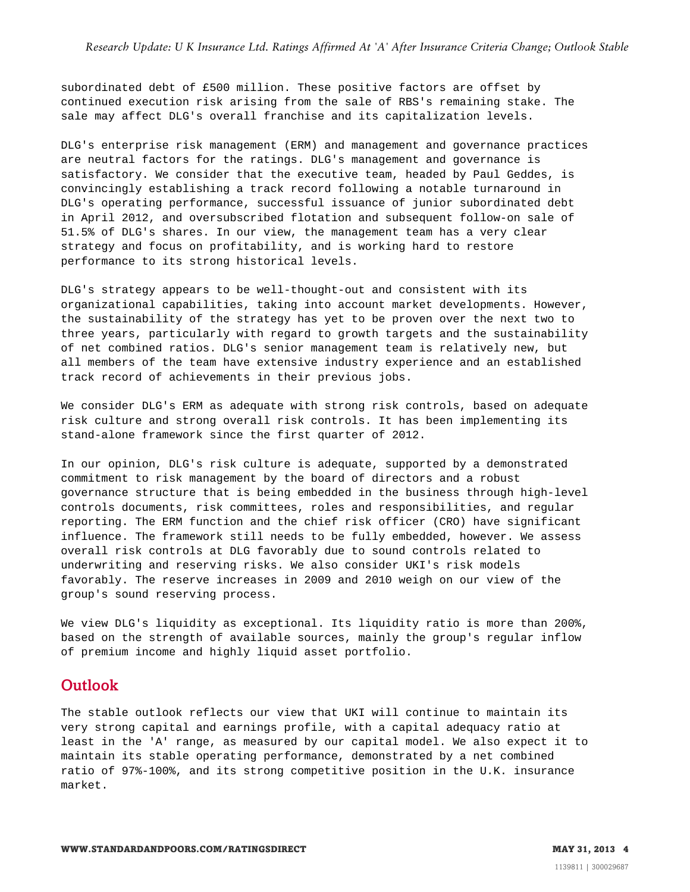subordinated debt of £500 million. These positive factors are offset by continued execution risk arising from the sale of RBS's remaining stake. The sale may affect DLG's overall franchise and its capitalization levels.

DLG's enterprise risk management (ERM) and management and governance practices are neutral factors for the ratings. DLG's management and governance is satisfactory. We consider that the executive team, headed by Paul Geddes, is convincingly establishing a track record following a notable turnaround in DLG's operating performance, successful issuance of junior subordinated debt in April 2012, and oversubscribed flotation and subsequent follow-on sale of 51.5% of DLG's shares. In our view, the management team has a very clear strategy and focus on profitability, and is working hard to restore performance to its strong historical levels.

DLG's strategy appears to be well-thought-out and consistent with its organizational capabilities, taking into account market developments. However, the sustainability of the strategy has yet to be proven over the next two to three years, particularly with regard to growth targets and the sustainability of net combined ratios. DLG's senior management team is relatively new, but all members of the team have extensive industry experience and an established track record of achievements in their previous jobs.

We consider DLG's ERM as adequate with strong risk controls, based on adequate risk culture and strong overall risk controls. It has been implementing its stand-alone framework since the first quarter of 2012.

In our opinion, DLG's risk culture is adequate, supported by a demonstrated commitment to risk management by the board of directors and a robust governance structure that is being embedded in the business through high-level controls documents, risk committees, roles and responsibilities, and regular reporting. The ERM function and the chief risk officer (CRO) have significant influence. The framework still needs to be fully embedded, however. We assess overall risk controls at DLG favorably due to sound controls related to underwriting and reserving risks. We also consider UKI's risk models favorably. The reserve increases in 2009 and 2010 weigh on our view of the group's sound reserving process.

We view DLG's liquidity as exceptional. Its liquidity ratio is more than 200%, based on the strength of available sources, mainly the group's regular inflow of premium income and highly liquid asset portfolio.

## Outlook

The stable outlook reflects our view that UKI will continue to maintain its very strong capital and earnings profile, with a capital adequacy ratio at least in the 'A' range, as measured by our capital model. We also expect it to maintain its stable operating performance, demonstrated by a net combined ratio of 97%-100%, and its strong competitive position in the U.K. insurance market.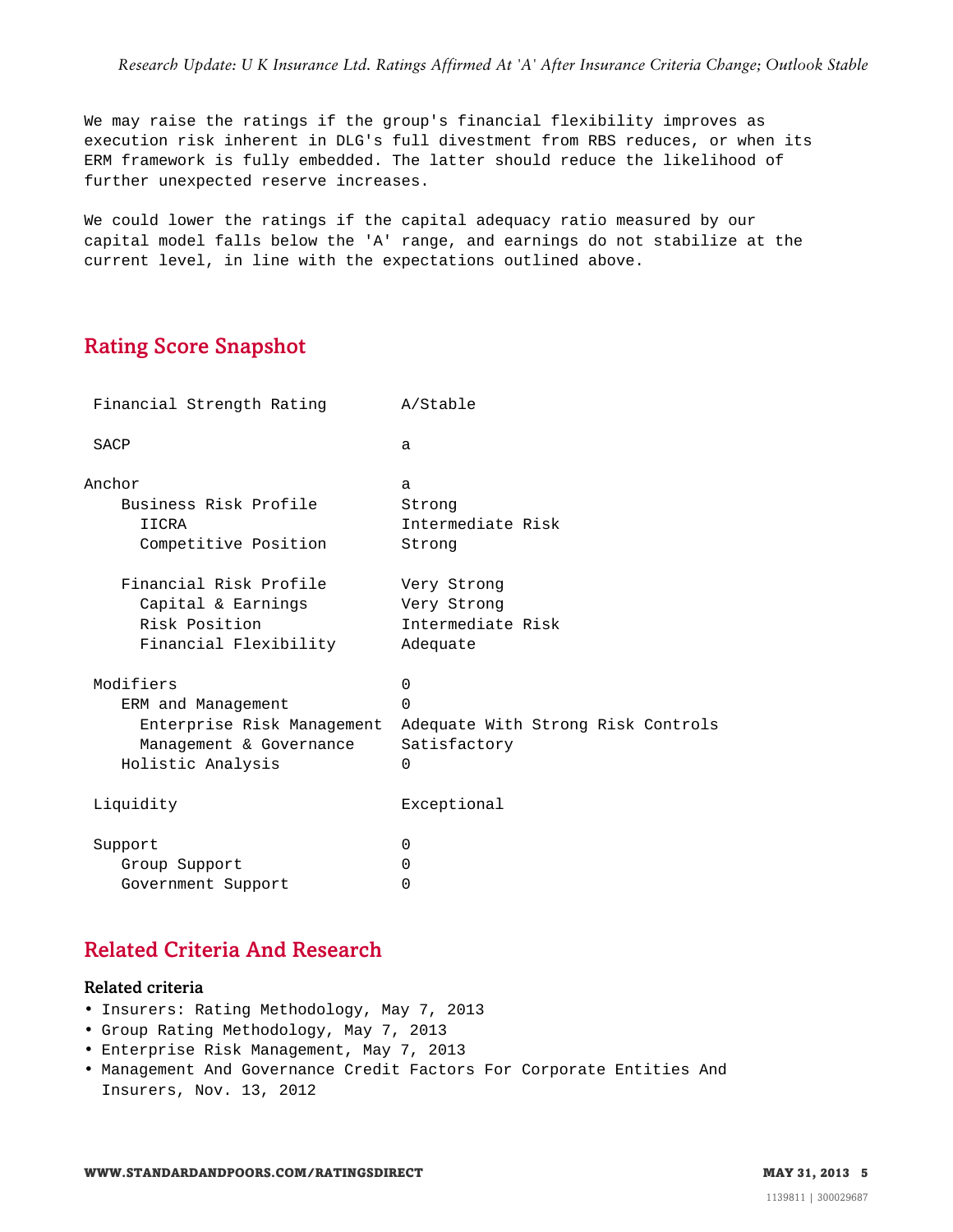We may raise the ratings if the group's financial flexibility improves as execution risk inherent in DLG's full divestment from RBS reduces, or when its ERM framework is fully embedded. The latter should reduce the likelihood of further unexpected reserve increases.

We could lower the ratings if the capital adequacy ratio measured by our capital model falls below the 'A' range, and earnings do not stabilize at the current level, in line with the expectations outlined above.

## Rating Score Snapshot

| | |
|---|---|
| Financial Strength Rating | A/Stable |
| SACP | a |
| Anchor | a |
| Business Risk Profile | Strong |
| IICRA | Intermediate Risk |
| Competitive Position | Strong |
| Financial Risk Profile | Very Strong |
| Capital & Earnings | Very Strong |
| Risk Position | Intermediate Risk |
| Financial Flexibility | Adequate |
| Modifiers | 0 |
| ERM and Management | 0 |
| Enterprise Risk Management | Adequate With Strong Risk Controls |
| Management & Governance | Satisfactory |
| Holistic Analysis | 0 |
| Liquidity | Exceptional |
| Support | 0 |
| Group Support | 0 |
| Government Support | 0 |

## Related Criteria And Research

### Related criteria

- Insurers: Rating Methodology, May 7, 2013
- Group Rating Methodology, May 7, 2013
- Enterprise Risk Management, May 7, 2013
- Management And Governance Credit Factors For Corporate Entities And Insurers, Nov. 13, 2012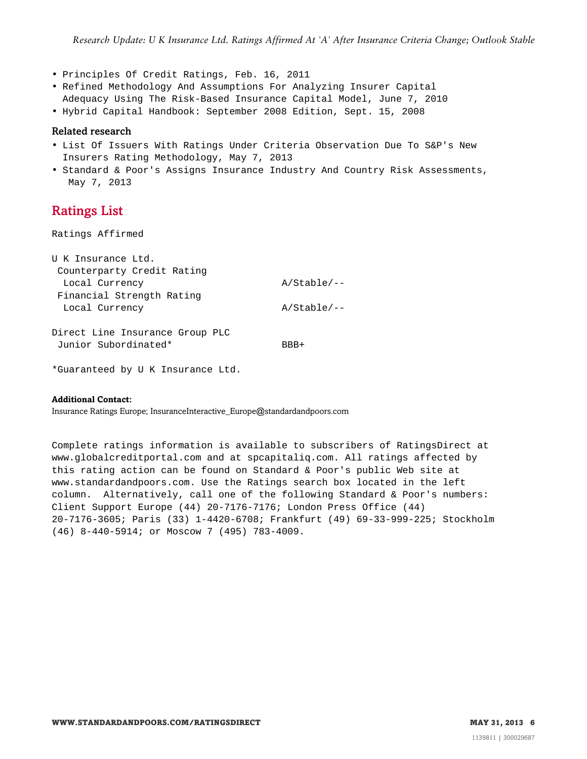- Principles Of Credit Ratings, Feb. 16, 2011
- Refined Methodology And Assumptions For Analyzing Insurer Capital Adequacy Using The Risk-Based Insurance Capital Model, June 7, 2010
- Hybrid Capital Handbook: September 2008 Edition, Sept. 15, 2008

### Related research

- List Of Issuers With Ratings Under Criteria Observation Due To S&P's New Insurers Rating Methodology, May 7, 2013
- Standard & Poor's Assigns Insurance Industry And Country Risk Assessments, May 7, 2013

## Ratings List

Ratings Affirmed

| | |
|---|---|
| U K Insurance Ltd. | |
| Counterparty Credit Rating | |
| Local Currency | A/Stable/-- |
| Financial Strength Rating | |
| Local Currency | A/Stable/-- |
| | |
| Direct Line Insurance Group PLC | |
| Junior Subordinated* | BBB+ |

*Guaranteed by U K Insurance Ltd.

**Additional Contact:**
Insurance Ratings Europe; InsuranceInteractive_Europe@standardandpoors.com

Complete ratings information is available to subscribers of RatingsDirect at www.globalcreditportal.com and at spcapitaliq.com. All ratings affected by this rating action can be found on Standard & Poor's public Web site at www.standardandpoors.com. Use the Ratings search box located in the left column. Alternatively, call one of the following Standard & Poor's numbers: Client Support Europe (44) 20-7176-7176; London Press Office (44) 20-7176-3605; Paris (33) 1-4420-6708; Frankfurt (49) 69-33-999-225; Stockholm (46) 8-440-5914; or Moscow 7 (495) 783-4009.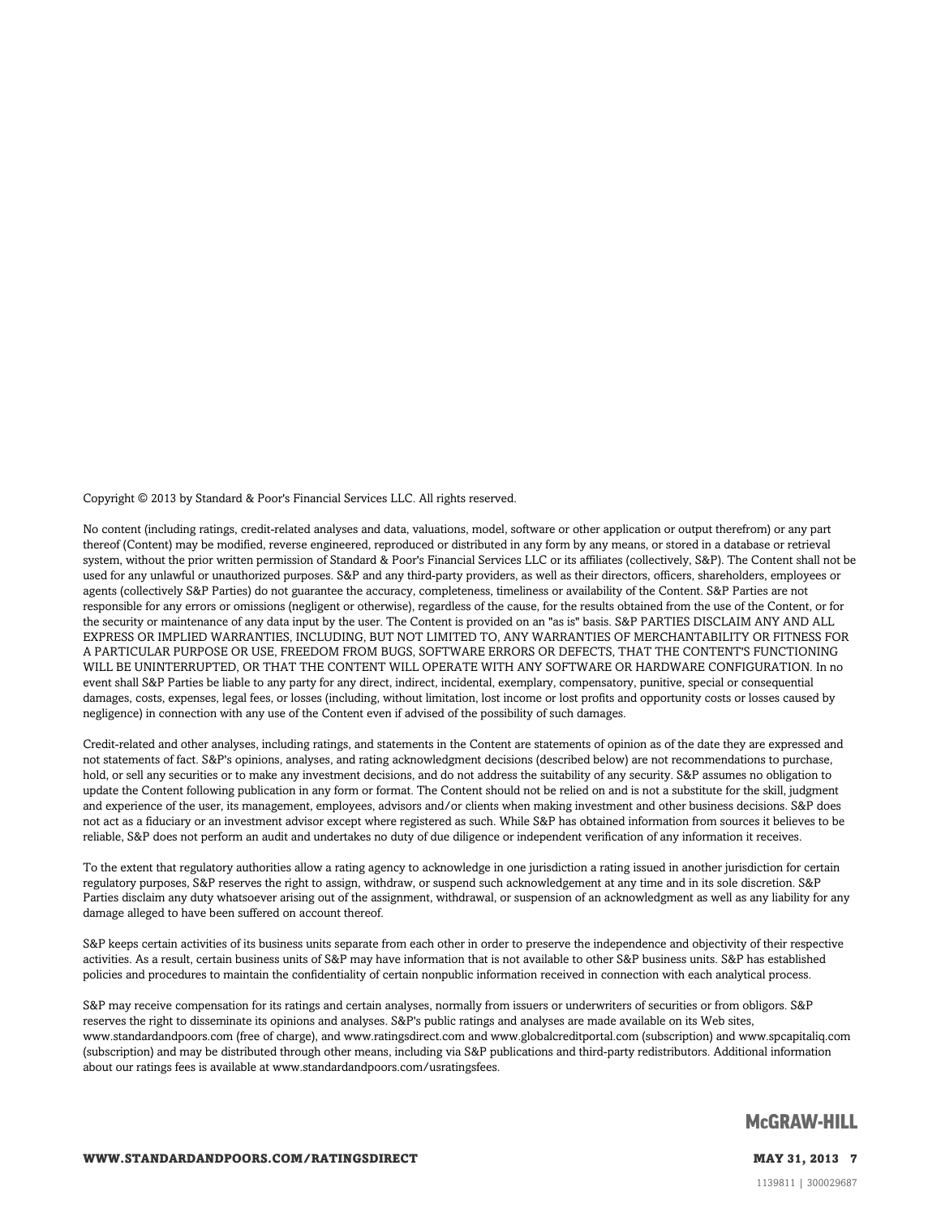Copyright © 2013 by Standard & Poor's Financial Services LLC. All rights reserved.

No content (including ratings, credit-related analyses and data, valuations, model, software or other application or output therefrom) or any part thereof (Content) may be modified, reverse engineered, reproduced or distributed in any form by any means, or stored in a database or retrieval system, without the prior written permission of Standard & Poor's Financial Services LLC or its affiliates (collectively, S&P). The Content shall not be used for any unlawful or unauthorized purposes. S&P and any third-party providers, as well as their directors, officers, shareholders, employees or agents (collectively S&P Parties) do not guarantee the accuracy, completeness, timeliness or availability of the Content. S&P Parties are not responsible for any errors or omissions (negligent or otherwise), regardless of the cause, for the results obtained from the use of the Content, or for the security or maintenance of any data input by the user. The Content is provided on an "as is" basis. S&P PARTIES DISCLAIM ANY AND ALL EXPRESS OR IMPLIED WARRANTIES, INCLUDING, BUT NOT LIMITED TO, ANY WARRANTIES OF MERCHANTABILITY OR FITNESS FOR A PARTICULAR PURPOSE OR USE, FREEDOM FROM BUGS, SOFTWARE ERRORS OR DEFECTS, THAT THE CONTENT'S FUNCTIONING WILL BE UNINTERRUPTED, OR THAT THE CONTENT WILL OPERATE WITH ANY SOFTWARE OR HARDWARE CONFIGURATION. In no event shall S&P Parties be liable to any party for any direct, indirect, incidental, exemplary, compensatory, punitive, special or consequential damages, costs, expenses, legal fees, or losses (including, without limitation, lost income or lost profits and opportunity costs or losses caused by negligence) in connection with any use of the Content even if advised of the possibility of such damages.

Credit-related and other analyses, including ratings, and statements in the Content are statements of opinion as of the date they are expressed and not statements of fact. S&P's opinions, analyses, and rating acknowledgment decisions (described below) are not recommendations to purchase, hold, or sell any securities or to make any investment decisions, and do not address the suitability of any security. S&P assumes no obligation to update the Content following publication in any form or format. The Content should not be relied on and is not a substitute for the skill, judgment and experience of the user, its management, employees, advisors and/or clients when making investment and other business decisions. S&P does not act as a fiduciary or an investment advisor except where registered as such. While S&P has obtained information from sources it believes to be reliable, S&P does not perform an audit and undertakes no duty of due diligence or independent verification of any information it receives.

To the extent that regulatory authorities allow a rating agency to acknowledge in one jurisdiction a rating issued in another jurisdiction for certain regulatory purposes, S&P reserves the right to assign, withdraw, or suspend such acknowledgement at any time and in its sole discretion. S&P Parties disclaim any duty whatsoever arising out of the assignment, withdrawal, or suspension of an acknowledgment as well as any liability for any damage alleged to have been suffered on account thereof.

S&P keeps certain activities of its business units separate from each other in order to preserve the independence and objectivity of their respective activities. As a result, certain business units of S&P may have information that is not available to other S&P business units. S&P has established policies and procedures to maintain the confidentiality of certain nonpublic information received in connection with each analytical process.

S&P may receive compensation for its ratings and certain analyses, normally from issuers or underwriters of securities or from obligors. S&P reserves the right to disseminate its opinions and analyses. S&P's public ratings and analyses are made available on its Web sites, www.standardandpoors.com (free of charge), and www.ratingsdirect.com and www.globalcreditportal.com (subscription) and www.spcapitaliq.com (subscription) and may be distributed through other means, including via S&P publications and third-party redistributors. Additional information about our ratings fees is available at www.standardandpoors.com/usratingsfees.

McGRAW-HILL